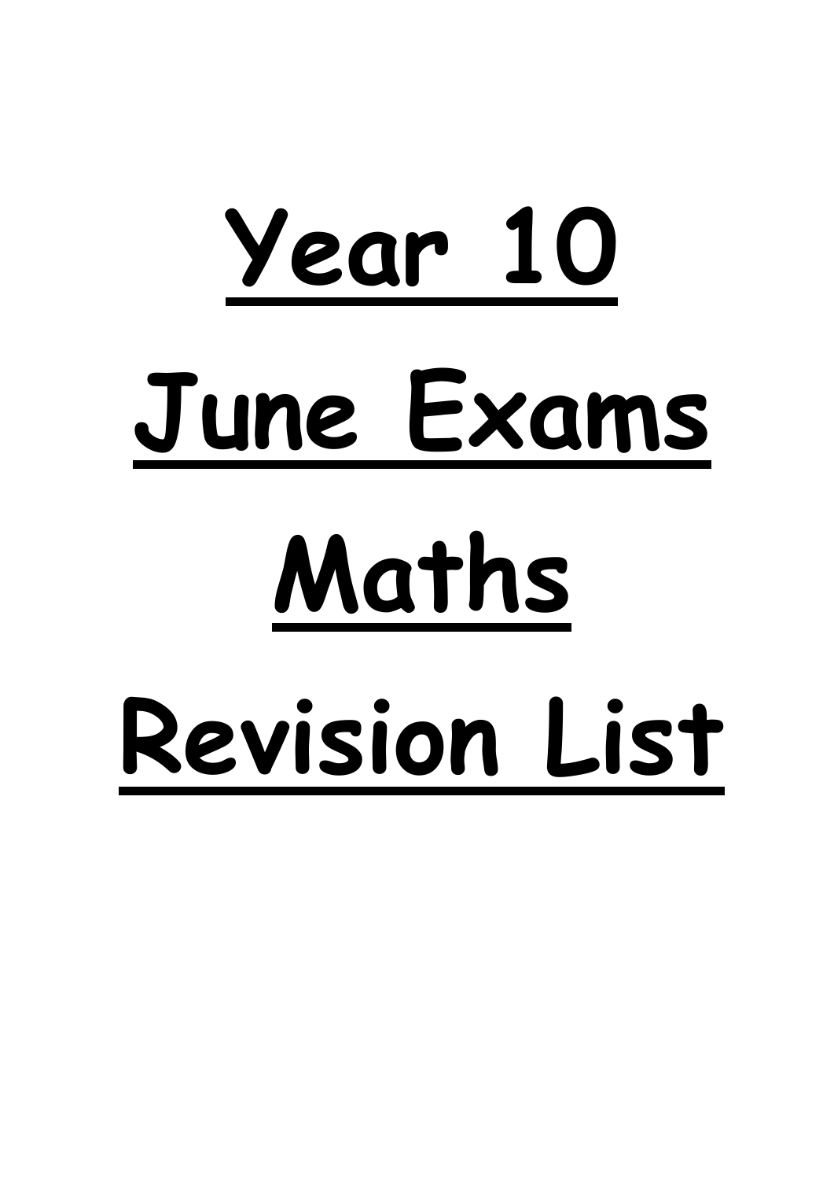# Year 10

# June Exams

# Maths

# Revision List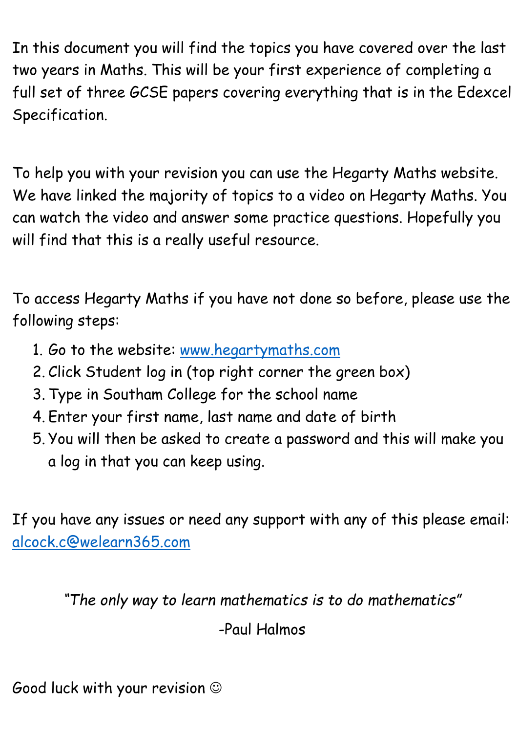In this document you will find the topics you have covered over the last two years in Maths. This will be your first experience of completing a full set of three GCSE papers covering everything that is in the Edexcel Specification.

To help you with your revision you can use the Hegarty Maths website. We have linked the majority of topics to a video on Hegarty Maths. You can watch the video and answer some practice questions. Hopefully you will find that this is a really useful resource.

To access Hegarty Maths if you have not done so before, please use the following steps:

1. Go to the website: [www.hegartymaths.com](http://www.hegartymaths.com)
2. Click Student log in (top right corner the green box)
3. Type in Southam College for the school name
4. Enter your first name, last name and date of birth
5. You will then be asked to create a password and this will make you a log in that you can keep using.

If you have any issues or need any support with any of this please email: [alcock.c@welearn365.com](mailto:alcock.c@welearn365.com)

*"The only way to learn mathematics is to do mathematics"*

-Paul Halmos

Good luck with your revision ☺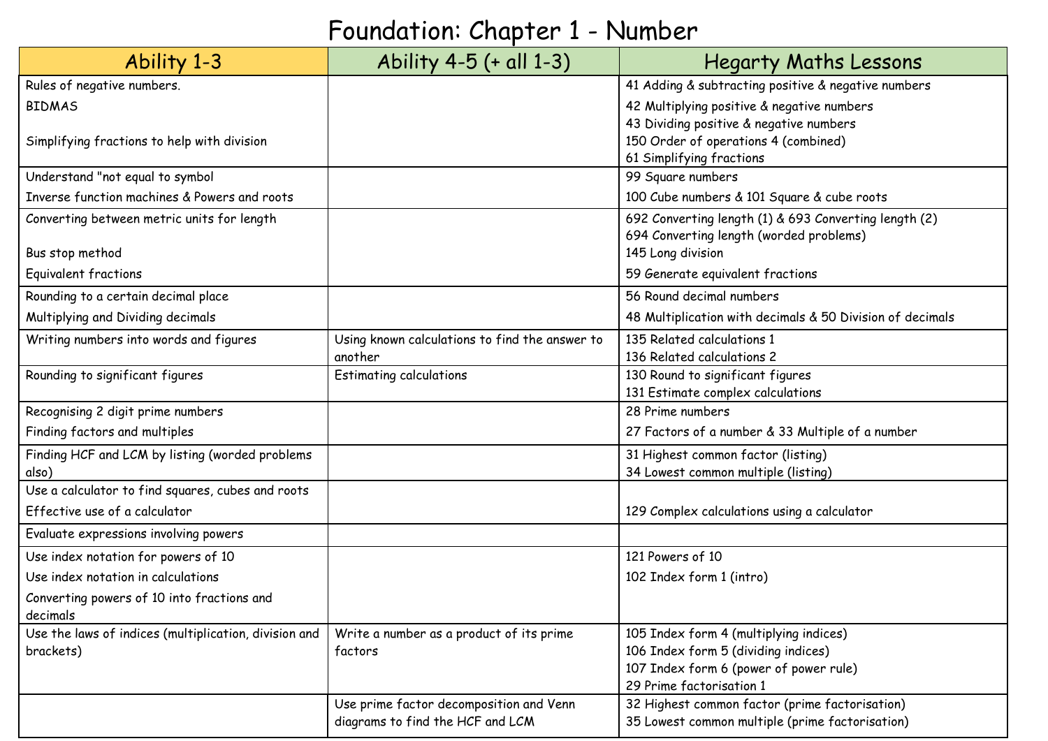# Foundation: Chapter 1 - Number

| Ability 1-3 | Ability 4-5 (+ all 1-3) | Hegarty Maths Lessons |
|---|---|---|
| Rules of negative numbers.<br>BIDMAS<br>Simplifying fractions to help with division | | 41 Adding & subtracting positive & negative numbers<br>42 Multiplying positive & negative numbers<br>43 Dividing positive & negative numbers<br>150 Order of operations 4 (combined)<br>61 Simplifying fractions |
| Understand "not equal to symbol<br>Inverse function machines & Powers and roots | | 99 Square numbers<br>100 Cube numbers & 101 Square & cube roots |
| Converting between metric units for length<br>Bus stop method<br>Equivalent fractions | | 692 Converting length (1) & 693 Converting length (2)<br>694 Converting length (worded problems)<br>145 Long division<br>59 Generate equivalent fractions |
| Rounding to a certain decimal place<br>Multiplying and Dividing decimals | | 56 Round decimal numbers<br>48 Multiplication with decimals & 50 Division of decimals |
| Writing numbers into words and figures | Using known calculations to find the answer to another | 135 Related calculations 1<br>136 Related calculations 2 |
| Rounding to significant figures | Estimating calculations | 130 Round to significant figures<br>131 Estimate complex calculations |
| Recognising 2 digit prime numbers<br>Finding factors and multiples | | 28 Prime numbers<br>27 Factors of a number & 33 Multiple of a number |
| Finding HCF and LCM by listing (worded problems also) | | 31 Highest common factor (listing)<br>34 Lowest common multiple (listing) |
| Use a calculator to find squares, cubes and roots<br>Effective use of a calculator | | 129 Complex calculations using a calculator |
| Evaluate expressions involving powers | | |
| Use index notation for powers of 10<br>Use index notation in calculations<br>Converting powers of 10 into fractions and decimals | | 121 Powers of 10<br>102 Index form 1 (intro) |
| Use the laws of indices (multiplication, division and brackets) | Write a number as a product of its prime factors | 105 Index form 4 (multiplying indices)<br>106 Index form 5 (dividing indices)<br>107 Index form 6 (power of power rule)<br>29 Prime factorisation 1 |
| | Use prime factor decomposition and Venn diagrams to find the HCF and LCM | 32 Highest common factor (prime factorisation)<br>35 Lowest common multiple (prime factorisation) |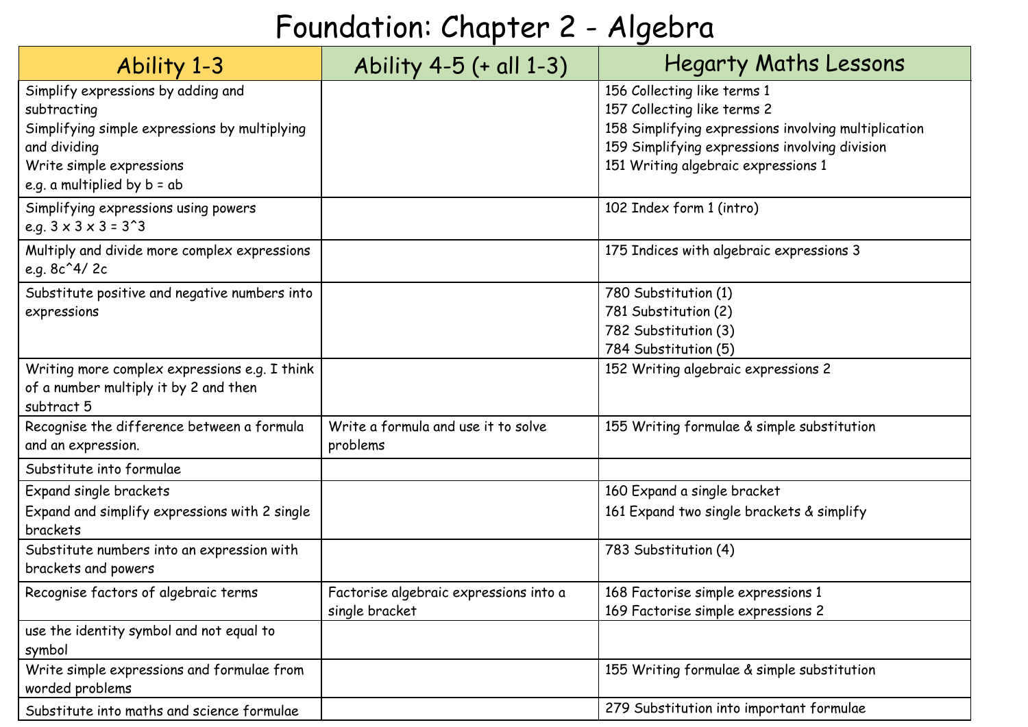# Foundation: Chapter 2 - Algebra

| Ability 1-3 | Ability 4-5 (+ all 1-3) | Hegarty Maths Lessons |
|---|---|---|
| Simplify expressions by adding and subtracting<br>Simplifying simple expressions by multiplying and dividing<br>Write simple expressions<br>e.g. a multiplied by b = ab | | 156 Collecting like terms 1<br>157 Collecting like terms 2<br>158 Simplifying expressions involving multiplication<br>159 Simplifying expressions involving division<br>151 Writing algebraic expressions 1 |
| Simplifying expressions using powers<br>e.g. $3 \times 3 \times 3 = 3^3$ | | 102 Index form 1 (intro) |
| Multiply and divide more complex expressions<br>e.g. $8c^4 / 2c$ | | 175 Indices with algebraic expressions 3 |
| Substitute positive and negative numbers into expressions | | 780 Substitution (1)<br>781 Substitution (2)<br>782 Substitution (3)<br>784 Substitution (5) |
| Writing more complex expressions e.g. I think of a number multiply it by 2 and then subtract 5 | | 152 Writing algebraic expressions 2 |
| Recognise the difference between a formula and an expression. | Write a formula and use it to solve problems | 155 Writing formulae & simple substitution |
| Substitute into formulae | | |
| Expand single brackets<br>Expand and simplify expressions with 2 single brackets | | 160 Expand a single bracket<br>161 Expand two single brackets & simplify |
| Substitute numbers into an expression with brackets and powers | | 783 Substitution (4) |
| Recognise factors of algebraic terms | Factorise algebraic expressions into a single bracket | 168 Factorise simple expressions 1<br>169 Factorise simple expressions 2 |
| use the identity symbol and not equal to symbol | | |
| Write simple expressions and formulae from worded problems | | 155 Writing formulae & simple substitution |
| Substitute into maths and science formulae | | 279 Substitution into important formulae |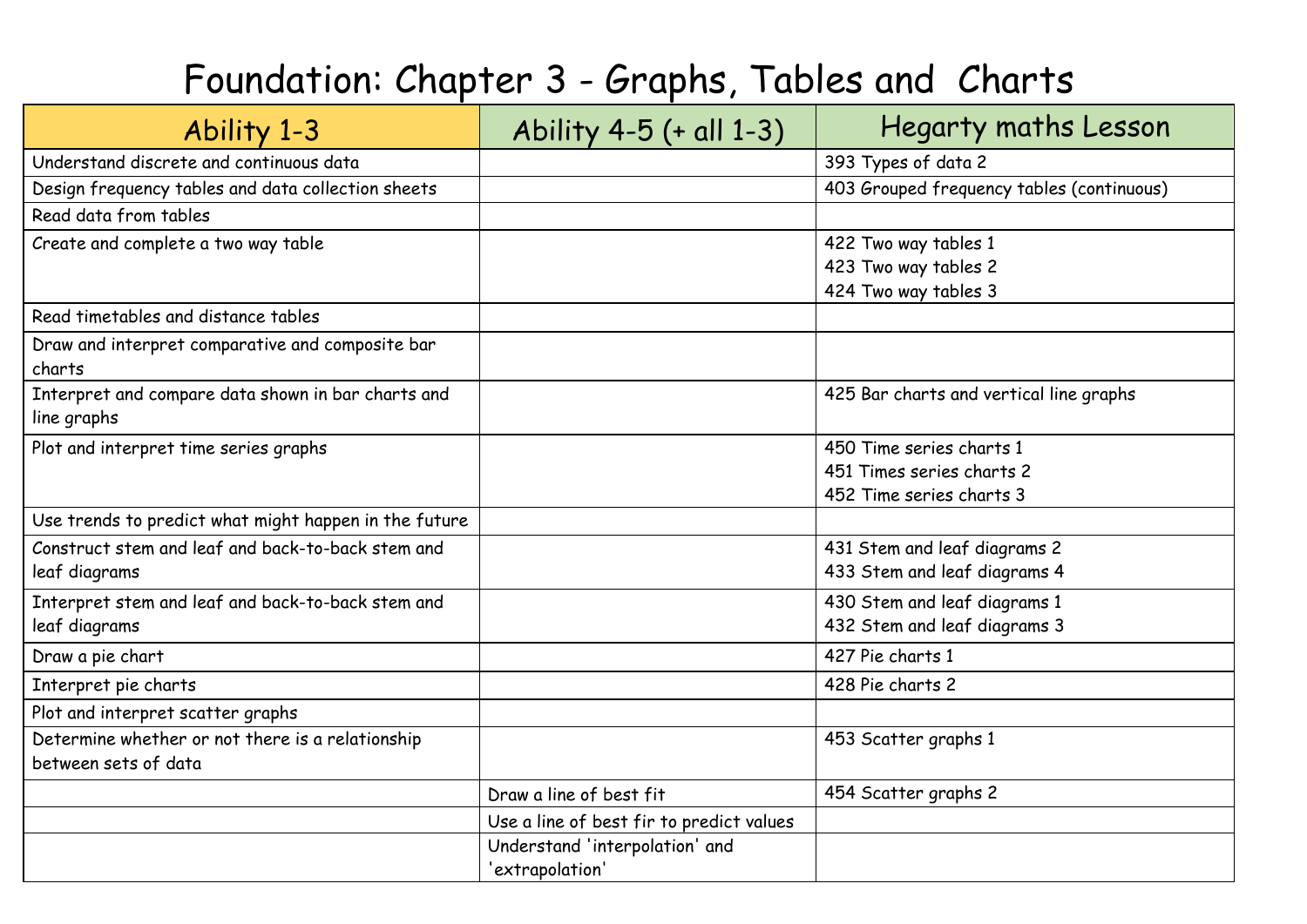# Foundation: Chapter 3 - Graphs, Tables and Charts

| Ability 1-3 | Ability 4-5 (+ all 1-3) | Hegarty maths Lesson |
|---|---|---|
| Understand discrete and continuous data | | 393 Types of data 2 |
| Design frequency tables and data collection sheets | | 403 Grouped frequency tables (continuous) |
| Read data from tables | | |
| Create and complete a two way table | | 422 Two way tables 1<br>423 Two way tables 2<br>424 Two way tables 3 |
| Read timetables and distance tables | | |
| Draw and interpret comparative and composite bar charts | | |
| Interpret and compare data shown in bar charts and line graphs | | 425 Bar charts and vertical line graphs |
| Plot and interpret time series graphs | | 450 Time series charts 1<br>451 Times series charts 2<br>452 Time series charts 3 |
| Use trends to predict what might happen in the future | | |
| Construct stem and leaf and back-to-back stem and leaf diagrams | | 431 Stem and leaf diagrams 2<br>433 Stem and leaf diagrams 4 |
| Interpret stem and leaf and back-to-back stem and leaf diagrams | | 430 Stem and leaf diagrams 1<br>432 Stem and leaf diagrams 3 |
| Draw a pie chart | | 427 Pie charts 1 |
| Interpret pie charts | | 428 Pie charts 2 |
| Plot and interpret scatter graphs | | |
| Determine whether or not there is a relationship between sets of data | | 453 Scatter graphs 1 |
| | Draw a line of best fit | 454 Scatter graphs 2 |
| | Use a line of best fir to predict values | |
| | Understand 'interpolation' and 'extrapolation' | |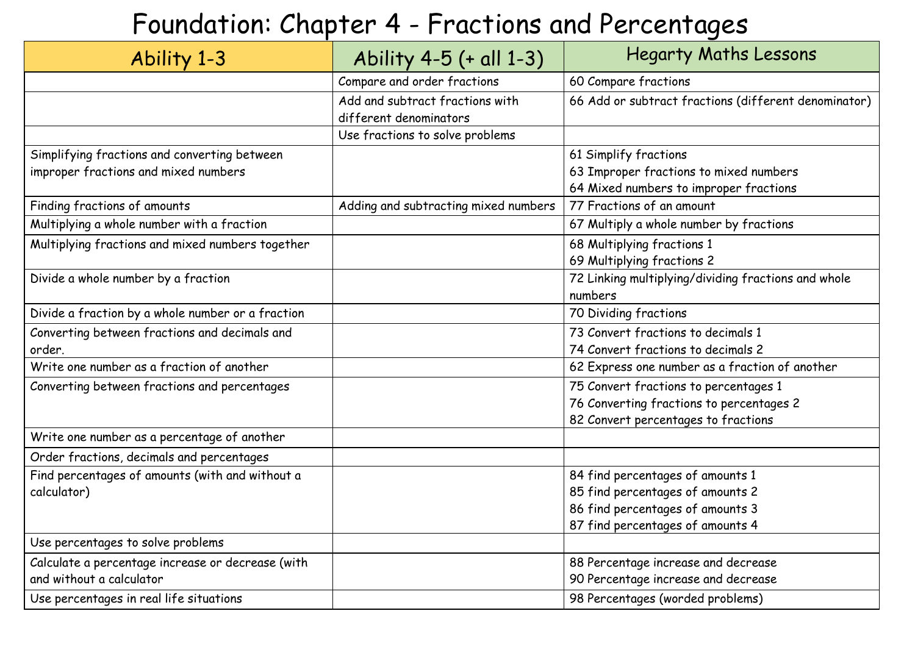# Foundation: Chapter 4 - Fractions and Percentages

| Ability 1-3 | Ability 4-5 (+ all 1-3) | Hegarty Maths Lessons |
|---|---|---|
| | Compare and order fractions | 60 Compare fractions |
| | Add and subtract fractions with different denominators | 66 Add or subtract fractions (different denominator) |
| | Use fractions to solve problems | |
| Simplifying fractions and converting between improper fractions and mixed numbers | | 61 Simplify fractions<br>63 Improper fractions to mixed numbers<br>64 Mixed numbers to improper fractions |
| Finding fractions of amounts | Adding and subtracting mixed numbers | 77 Fractions of an amount |
| Multiplying a whole number with a fraction | | 67 Multiply a whole number by fractions |
| Multiplying fractions and mixed numbers together | | 68 Multiplying fractions 1<br>69 Multiplying fractions 2 |
| Divide a whole number by a fraction | | 72 Linking multiplying/dividing fractions and whole numbers |
| Divide a fraction by a whole number or a fraction | | 70 Dividing fractions |
| Converting between fractions and decimals and order. | | 73 Convert fractions to decimals 1<br>74 Convert fractions to decimals 2 |
| Write one number as a fraction of another | | 62 Express one number as a fraction of another |
| Converting between fractions and percentages | | 75 Convert fractions to percentages 1<br>76 Converting fractions to percentages 2<br>82 Convert percentages to fractions |
| Write one number as a percentage of another | | |
| Order fractions, decimals and percentages | | |
| Find percentages of amounts (with and without a calculator) | | 84 find percentages of amounts 1<br>85 find percentages of amounts 2<br>86 find percentages of amounts 3<br>87 find percentages of amounts 4 |
| Use percentages to solve problems | | |
| Calculate a percentage increase or decrease (with and without a calculator | | 88 Percentage increase and decrease<br>90 Percentage increase and decrease |
| Use percentages in real life situations | | 98 Percentages (worded problems) |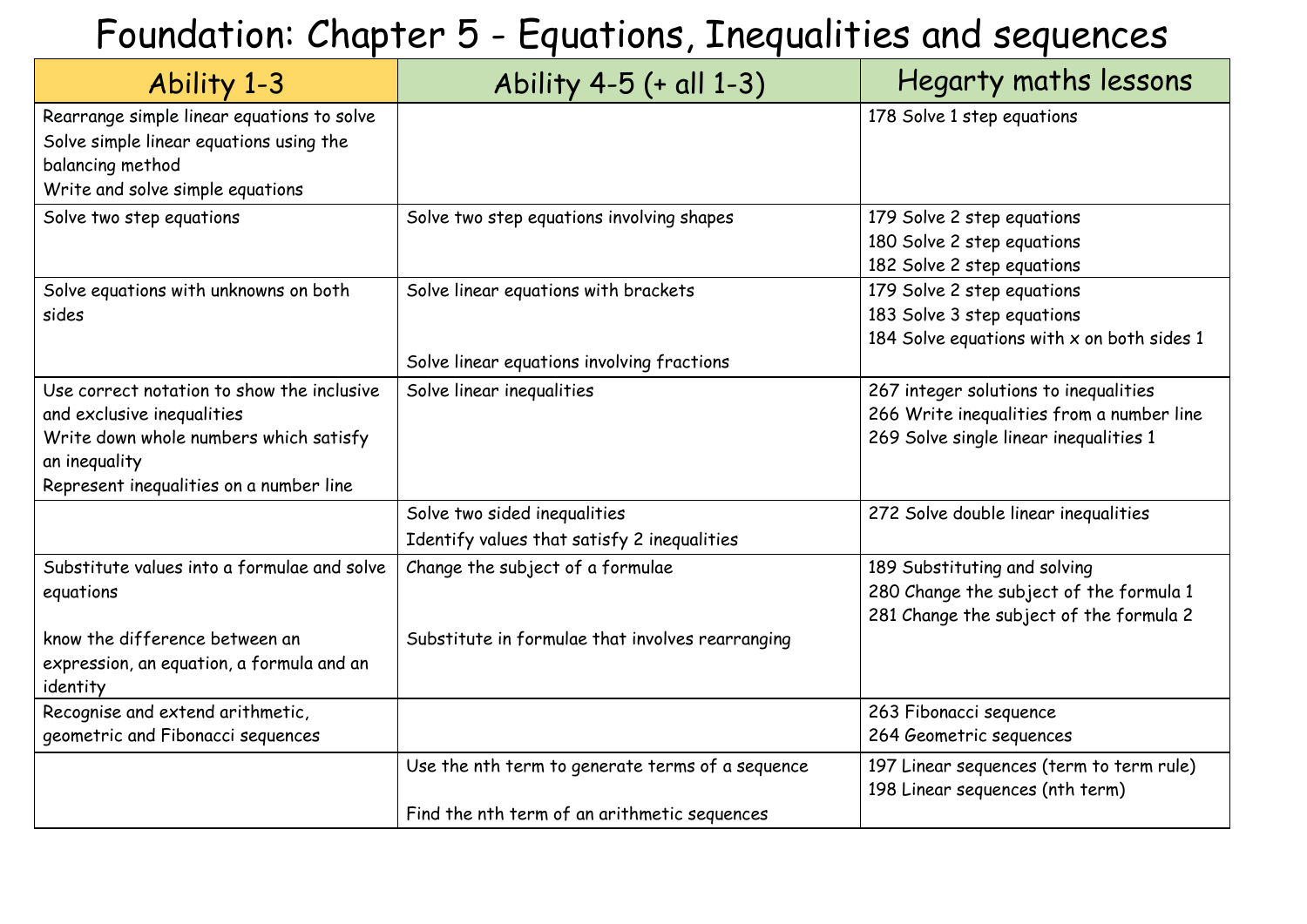# Foundation: Chapter 5 - Equations, Inequalities and sequences

| Ability 1-3 | Ability 4-5 (+ all 1-3) | Hegarty maths lessons |
|---|---|---|
| Rearrange simple linear equations to solve<br>Solve simple linear equations using the balancing method<br>Write and solve simple equations | | 178 Solve 1 step equations |
| Solve two step equations | Solve two step equations involving shapes | 179 Solve 2 step equations<br>180 Solve 2 step equations<br>182 Solve 2 step equations |
| Solve equations with unknowns on both sides | Solve linear equations with brackets<br><br>Solve linear equations involving fractions | 179 Solve 2 step equations<br>183 Solve 3 step equations<br>184 Solve equations with x on both sides 1 |
| Use correct notation to show the inclusive and exclusive inequalities<br>Write down whole numbers which satisfy an inequality<br>Represent inequalities on a number line | Solve linear inequalities | 267 integer solutions to inequalities<br>266 Write inequalities from a number line<br>269 Solve single linear inequalities 1 |
| | Solve two sided inequalities<br>Identify values that satisfy 2 inequalities | 272 Solve double linear inequalities |
| Substitute values into a formulae and solve equations<br><br>know the difference between an expression, an equation, a formula and an identity | Change the subject of a formulae<br><br>Substitute in formulae that involves rearranging | 189 Substituting and solving<br>280 Change the subject of the formula 1<br>281 Change the subject of the formula 2 |
| Recognise and extend arithmetic, geometric and Fibonacci sequences | | 263 Fibonacci sequence<br>264 Geometric sequences |
| | Use the nth term to generate terms of a sequence<br><br>Find the nth term of an arithmetic sequences | 197 Linear sequences (term to term rule)<br>198 Linear sequences (nth term) |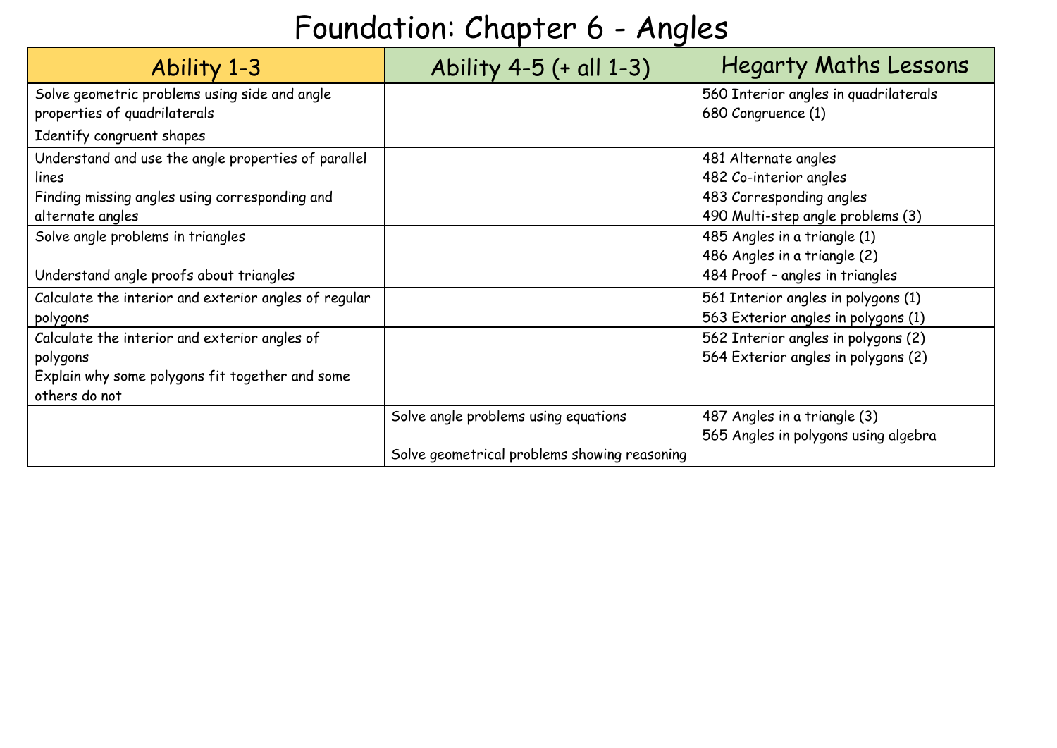# Foundation: Chapter 6 - Angles

| Ability 1-3 | Ability 4-5 (+ all 1-3) | Hegarty Maths Lessons |
|---|---|---|
| Solve geometric problems using side and angle properties of quadrilaterals<br>Identify congruent shapes | | 560 Interior angles in quadrilaterals<br>680 Congruence (1) |
| Understand and use the angle properties of parallel lines<br>Finding missing angles using corresponding and alternate angles | | 481 Alternate angles<br>482 Co-interior angles<br>483 Corresponding angles<br>490 Multi-step angle problems (3) |
| Solve angle problems in triangles<br><br>Understand angle proofs about triangles | | 485 Angles in a triangle (1)<br>486 Angles in a triangle (2)<br>484 Proof – angles in triangles |
| Calculate the interior and exterior angles of regular polygons | | 561 Interior angles in polygons (1)<br>563 Exterior angles in polygons (1) |
| Calculate the interior and exterior angles of polygons<br>Explain why some polygons fit together and some others do not | | 562 Interior angles in polygons (2)<br>564 Exterior angles in polygons (2) |
| | Solve angle problems using equations<br><br>Solve geometrical problems showing reasoning | 487 Angles in a triangle (3)<br>565 Angles in polygons using algebra |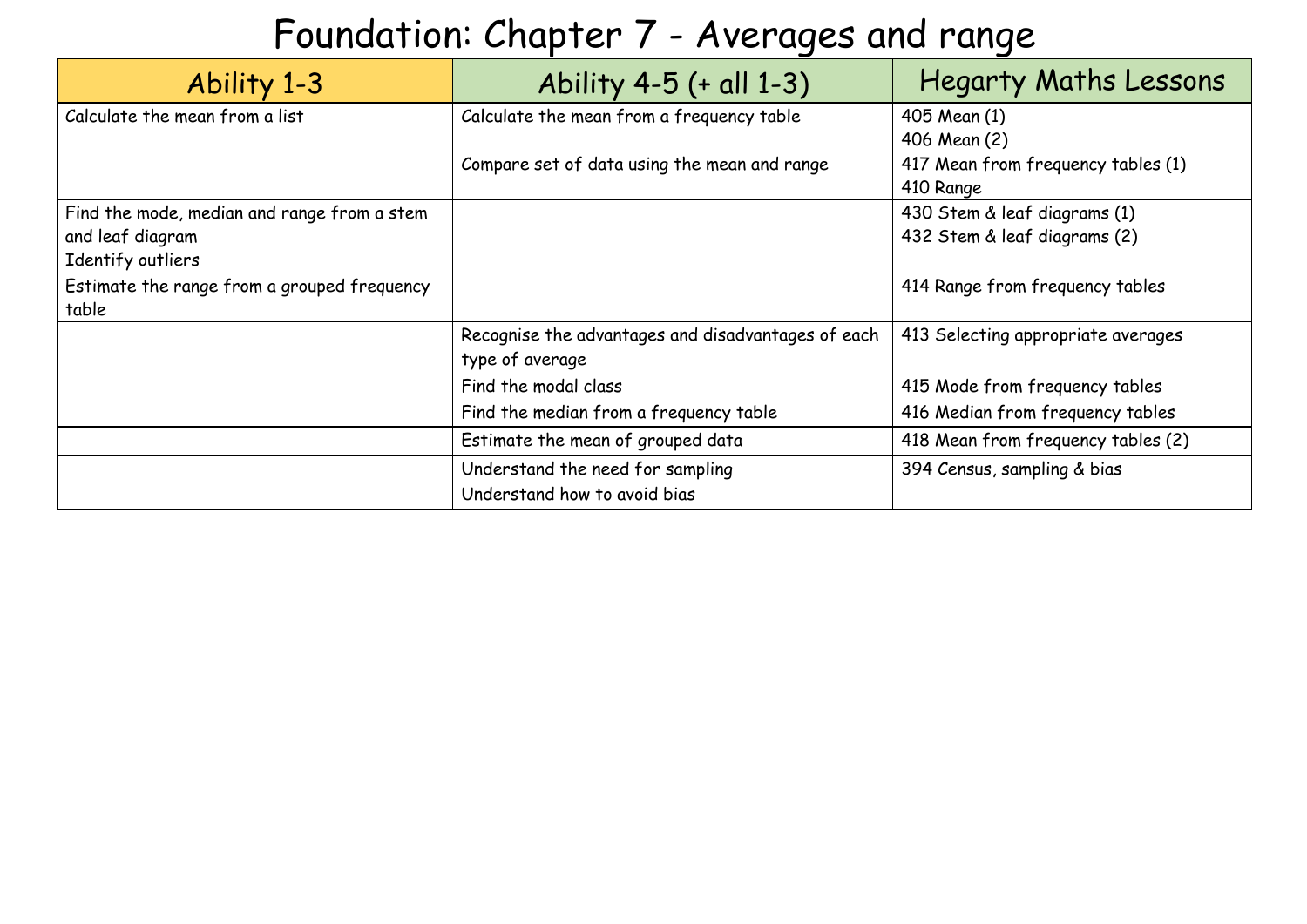# Foundation: Chapter 7 - Averages and range

| Ability 1-3 | Ability 4-5 (+ all 1-3) | Hegarty Maths Lessons |
|---|---|---|
| Calculate the mean from a list | Calculate the mean from a frequency table<br><br>Compare set of data using the mean and range | 405 Mean (1)<br>406 Mean (2)<br>417 Mean from frequency tables (1)<br>410 Range |
| Find the mode, median and range from a stem and leaf diagram<br>Identify outliers<br>Estimate the range from a grouped frequency table | | 430 Stem & leaf diagrams (1)<br>432 Stem & leaf diagrams (2)<br><br>414 Range from frequency tables |
| | Recognise the advantages and disadvantages of each type of average<br>Find the modal class<br>Find the median from a frequency table | 413 Selecting appropriate averages<br><br>415 Mode from frequency tables<br>416 Median from frequency tables |
| | Estimate the mean of grouped data | 418 Mean from frequency tables (2) |
| | Understand the need for sampling<br>Understand how to avoid bias | 394 Census, sampling & bias |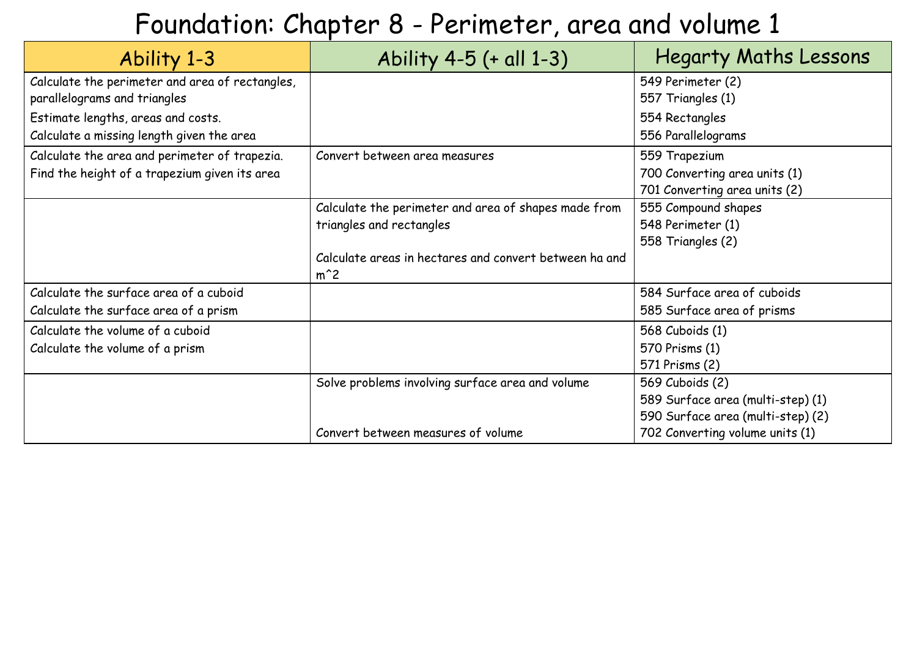# Foundation: Chapter 8 - Perimeter, area and volume 1

| Ability 1-3 | Ability 4-5 (+ all 1-3) | Hegarty Maths Lessons |
|---|---|---|
| Calculate the perimeter and area of rectangles, parallelograms and triangles<br>Estimate lengths, areas and costs.<br>Calculate a missing length given the area | | 549 Perimeter (2)<br>557 Triangles (1)<br>554 Rectangles<br>556 Parallelograms |
| Calculate the area and perimeter of trapezia.<br>Find the height of a trapezium given its area | Convert between area measures | 559 Trapezium<br>700 Converting area units (1)<br>701 Converting area units (2) |
| | Calculate the perimeter and area of shapes made from triangles and rectangles<br><br>Calculate areas in hectares and convert between ha and m^2 | 555 Compound shapes<br>548 Perimeter (1)<br>558 Triangles (2) |
| Calculate the surface area of a cuboid<br>Calculate the surface area of a prism | | 584 Surface area of cuboids<br>585 Surface area of prisms |
| Calculate the volume of a cuboid<br>Calculate the volume of a prism | | 568 Cuboids (1)<br>570 Prisms (1)<br>571 Prisms (2) |
| | Solve problems involving surface area and volume<br><br>Convert between measures of volume | 569 Cuboids (2)<br>589 Surface area (multi-step) (1)<br>590 Surface area (multi-step) (2)<br>702 Converting volume units (1) |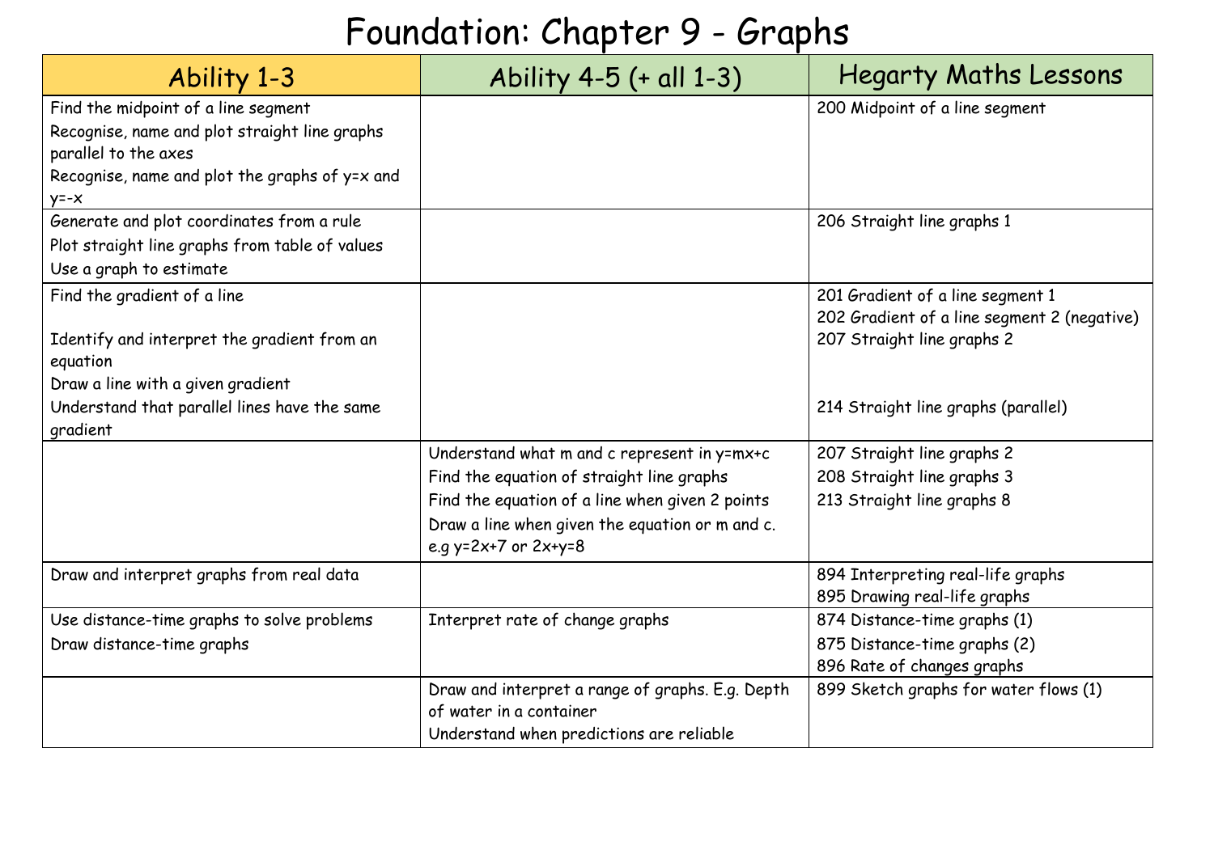# Foundation: Chapter 9 - Graphs

| Ability 1-3 | Ability 4-5 (+ all 1-3) | Hegarty Maths Lessons |
|---|---|---|
| Find the midpoint of a line segment<br>Recognise, name and plot straight line graphs parallel to the axes<br>Recognise, name and plot the graphs of $y=x$ and $y=-x$ | | 200 Midpoint of a line segment |
| Generate and plot coordinates from a rule<br>Plot straight line graphs from table of values<br>Use a graph to estimate | | 206 Straight line graphs 1 |
| Find the gradient of a line<br>Identify and interpret the gradient from an equation<br>Draw a line with a given gradient<br>Understand that parallel lines have the same gradient | | 201 Gradient of a line segment 1<br>202 Gradient of a line segment 2 (negative)<br>207 Straight line graphs 2<br>214 Straight line graphs (parallel) |
| | Understand what m and c represent in $y=mx+c$<br>Find the equation of straight line graphs<br>Find the equation of a line when given 2 points<br>Draw a line when given the equation or m and c. e.g $y=2x+7$ or $2x+y=8$ | 207 Straight line graphs 2<br>208 Straight line graphs 3<br>213 Straight line graphs 8 |
| Draw and interpret graphs from real data | | 894 Interpreting real-life graphs<br>895 Drawing real-life graphs |
| Use distance-time graphs to solve problems<br>Draw distance-time graphs | Interpret rate of change graphs | 874 Distance-time graphs (1)<br>875 Distance-time graphs (2)<br>896 Rate of changes graphs |
| | Draw and interpret a range of graphs. E.g. Depth of water in a container<br>Understand when predictions are reliable | 899 Sketch graphs for water flows (1) |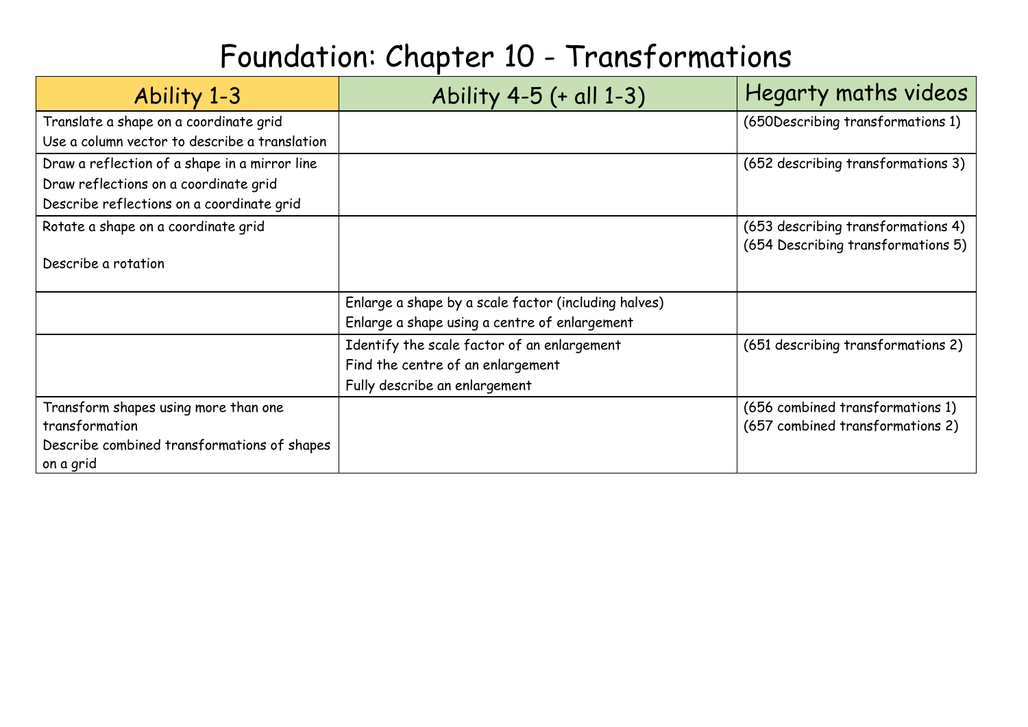# Foundation: Chapter 10 - Transformations

| Ability 1-3 | Ability 4-5 (+ all 1-3) | Hegarty maths videos |
|---|---|---|
| Translate a shape on a coordinate grid<br>Use a column vector to describe a translation | | (650Describing transformations 1) |
| Draw a reflection of a shape in a mirror line<br>Draw reflections on a coordinate grid<br>Describe reflections on a coordinate grid | | (652 describing transformations 3) |
| Rotate a shape on a coordinate grid<br><br>Describe a rotation | | (653 describing transformations 4)<br>(654 Describing transformations 5) |
| | Enlarge a shape by a scale factor (including halves)<br>Enlarge a shape using a centre of enlargement | |
| | Identify the scale factor of an enlargement<br>Find the centre of an enlargement<br>Fully describe an enlargement | (651 describing transformations 2) |
| Transform shapes using more than one transformation<br>Describe combined transformations of shapes on a grid | | (656 combined transformations 1)<br>(657 combined transformations 2) |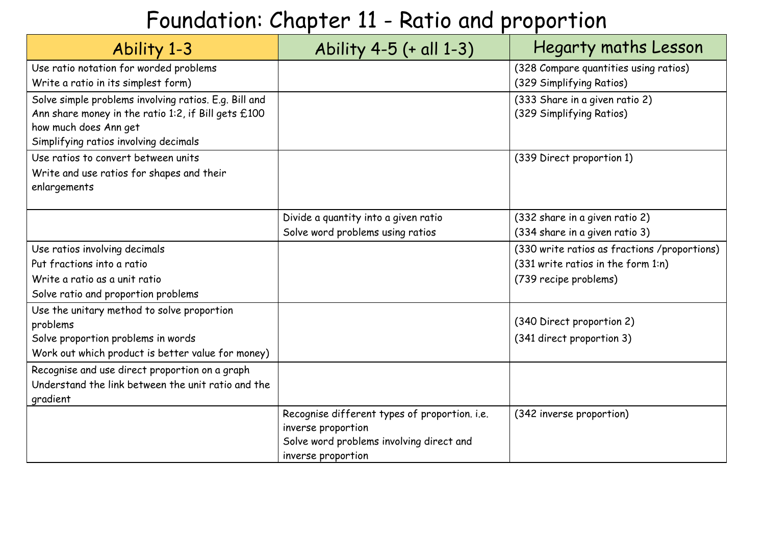# Foundation: Chapter 11 - Ratio and proportion

| Ability 1-3 | Ability 4-5 (+ all 1-3) | Hegarty maths Lesson |
|---|---|---|
| Use ratio notation for worded problems<br>Write a ratio in its simplest form) | | (328 Compare quantities using ratios)<br>(329 Simplifying Ratios) |
| Solve simple problems involving ratios. E.g. Bill and Ann share money in the ratio 1:2, if Bill gets £100 how much does Ann get<br>Simplifying ratios involving decimals | | (333 Share in a given ratio 2)<br>(329 Simplifying Ratios) |
| Use ratios to convert between units<br>Write and use ratios for shapes and their enlargements | | (339 Direct proportion 1) |
| | Divide a quantity into a given ratio<br>Solve word problems using ratios | (332 share in a given ratio 2)<br>(334 share in a given ratio 3) |
| Use ratios involving decimals<br>Put fractions into a ratio<br>Write a ratio as a unit ratio<br>Solve ratio and proportion problems | | (330 write ratios as fractions /proportions)<br>(331 write ratios in the form 1:n)<br>(739 recipe problems) |
| Use the unitary method to solve proportion problems<br>Solve proportion problems in words<br>Work out which product is better value for money) | | (340 Direct proportion 2)<br>(341 direct proportion 3) |
| Recognise and use direct proportion on a graph<br>Understand the link between the unit ratio and the gradient | | |
| | Recognise different types of proportion. i.e. inverse proportion<br>Solve word problems involving direct and inverse proportion | (342 inverse proportion) |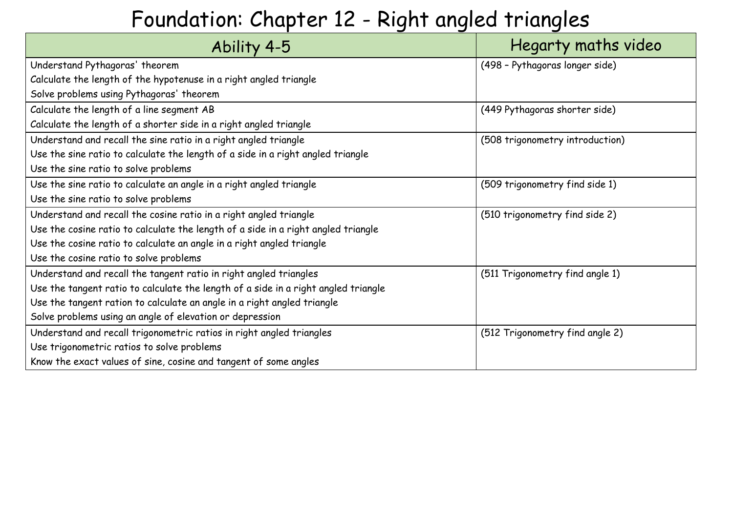# Foundation: Chapter 12 - Right angled triangles

| Ability 4-5 | Hegarty maths video |
|---|---|
| Understand Pythagoras' theorem<br>Calculate the length of the hypotenuse in a right angled triangle<br>Solve problems using Pythagoras' theorem | (498 – Pythagoras longer side) |
| Calculate the length of a line segment AB<br>Calculate the length of a shorter side in a right angled triangle | (449 Pythagoras shorter side) |
| Understand and recall the sine ratio in a right angled triangle<br>Use the sine ratio to calculate the length of a side in a right angled triangle<br>Use the sine ratio to solve problems | (508 trigonometry introduction) |
| Use the sine ratio to calculate an angle in a right angled triangle<br>Use the sine ratio to solve problems | (509 trigonometry find side 1) |
| Understand and recall the cosine ratio in a right angled triangle<br>Use the cosine ratio to calculate the length of a side in a right angled triangle<br>Use the cosine ratio to calculate an angle in a right angled triangle<br>Use the cosine ratio to solve problems | (510 trigonometry find side 2) |
| Understand and recall the tangent ratio in right angled triangles<br>Use the tangent ratio to calculate the length of a side in a right angled triangle<br>Use the tangent ration to calculate an angle in a right angled triangle<br>Solve problems using an angle of elevation or depression | (511 Trigonometry find angle 1) |
| Understand and recall trigonometric ratios in right angled triangles<br>Use trigonometric ratios to solve problems<br>Know the exact values of sine, cosine and tangent of some angles | (512 Trigonometry find angle 2) |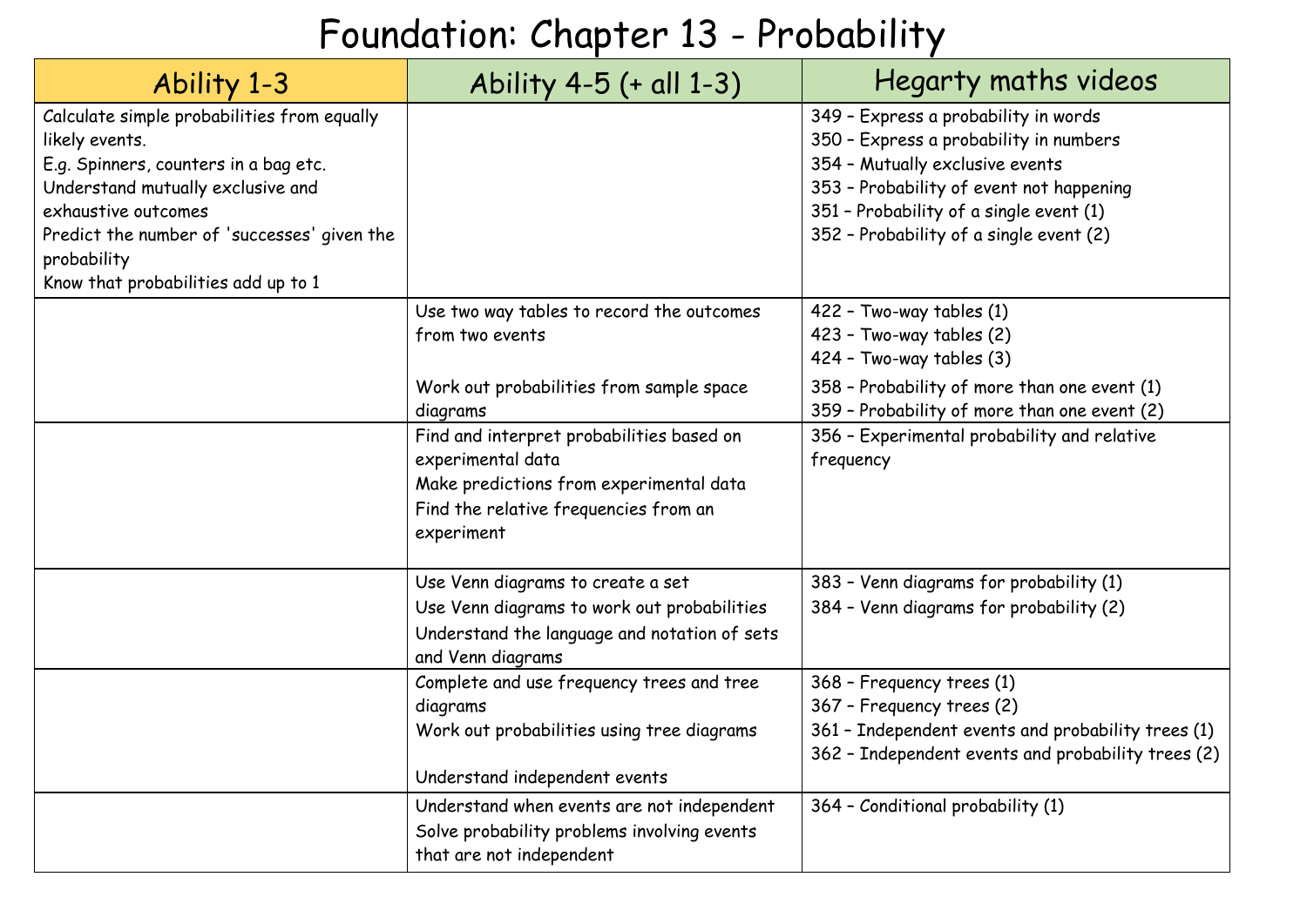# Foundation: Chapter 13 - Probability

| Ability 1-3 | Ability 4-5 (+ all 1-3) | Hegarty maths videos |
|---|---|---|
| Calculate simple probabilities from equally likely events.<br>E.g. Spinners, counters in a bag etc.<br>Understand mutually exclusive and exhaustive outcomes<br>Predict the number of 'successes' given the probability<br>Know that probabilities add up to 1 | | 349 – Express a probability in words<br>350 – Express a probability in numbers<br>354 – Mutually exclusive events<br>353 – Probability of event not happening<br>351 – Probability of a single event (1)<br>352 – Probability of a single event (2) |
| | Use two way tables to record the outcomes from two events<br><br>Work out probabilities from sample space diagrams | 422 – Two-way tables (1)<br>423 – Two-way tables (2)<br>424 – Two-way tables (3)<br>358 – Probability of more than one event (1)<br>359 – Probability of more than one event (2) |
| | Find and interpret probabilities based on experimental data<br>Make predictions from experimental data<br>Find the relative frequencies from an experiment | 356 – Experimental probability and relative frequency |
| | Use Venn diagrams to create a set<br>Use Venn diagrams to work out probabilities<br>Understand the language and notation of sets and Venn diagrams | 383 – Venn diagrams for probability (1)<br>384 – Venn diagrams for probability (2) |
| | Complete and use frequency trees and tree diagrams<br>Work out probabilities using tree diagrams<br><br>Understand independent events | 368 – Frequency trees (1)<br>367 – Frequency trees (2)<br>361 – Independent events and probability trees (1)<br>362 – Independent events and probability trees (2) |
| | Understand when events are not independent<br>Solve probability problems involving events that are not independent | 364 – Conditional probability (1) |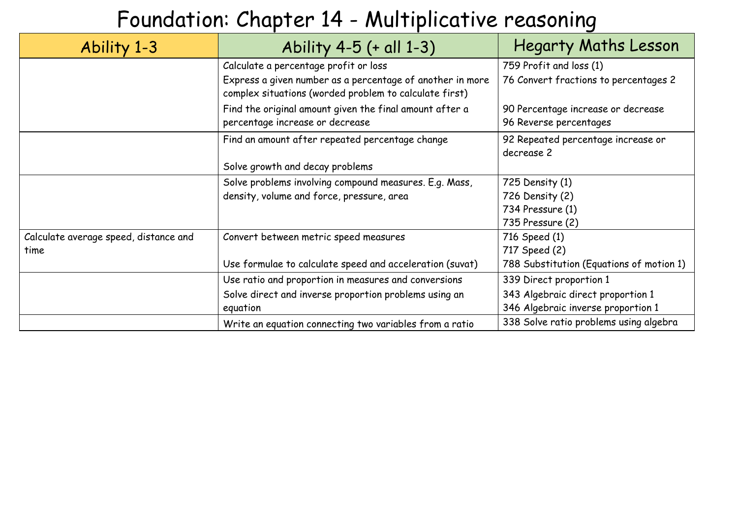# Foundation: Chapter 14 - Multiplicative reasoning

| Ability 1-3 | Ability 4-5 (+ all 1-3) | Hegarty Maths Lesson |
|---|---|---|
| | Calculate a percentage profit or loss<br>Express a given number as a percentage of another in more complex situations (worded problem to calculate first)<br>Find the original amount given the final amount after a percentage increase or decrease | 759 Profit and loss (1)<br>76 Convert fractions to percentages 2<br>90 Percentage increase or decrease<br>96 Reverse percentages |
| | Find an amount after repeated percentage change<br>Solve growth and decay problems | 92 Repeated percentage increase or decrease 2 |
| | Solve problems involving compound measures. E.g. Mass, density, volume and force, pressure, area | 725 Density (1)<br>726 Density (2)<br>734 Pressure (1)<br>735 Pressure (2) |
| Calculate average speed, distance and time | Convert between metric speed measures<br>Use formulae to calculate speed and acceleration (suvat) | 716 Speed (1)<br>717 Speed (2)<br>788 Substitution (Equations of motion 1) |
| | Use ratio and proportion in measures and conversions<br>Solve direct and inverse proportion problems using an equation | 339 Direct proportion 1<br>343 Algebraic direct proportion 1<br>346 Algebraic inverse proportion 1 |
| | Write an equation connecting two variables from a ratio | 338 Solve ratio problems using algebra |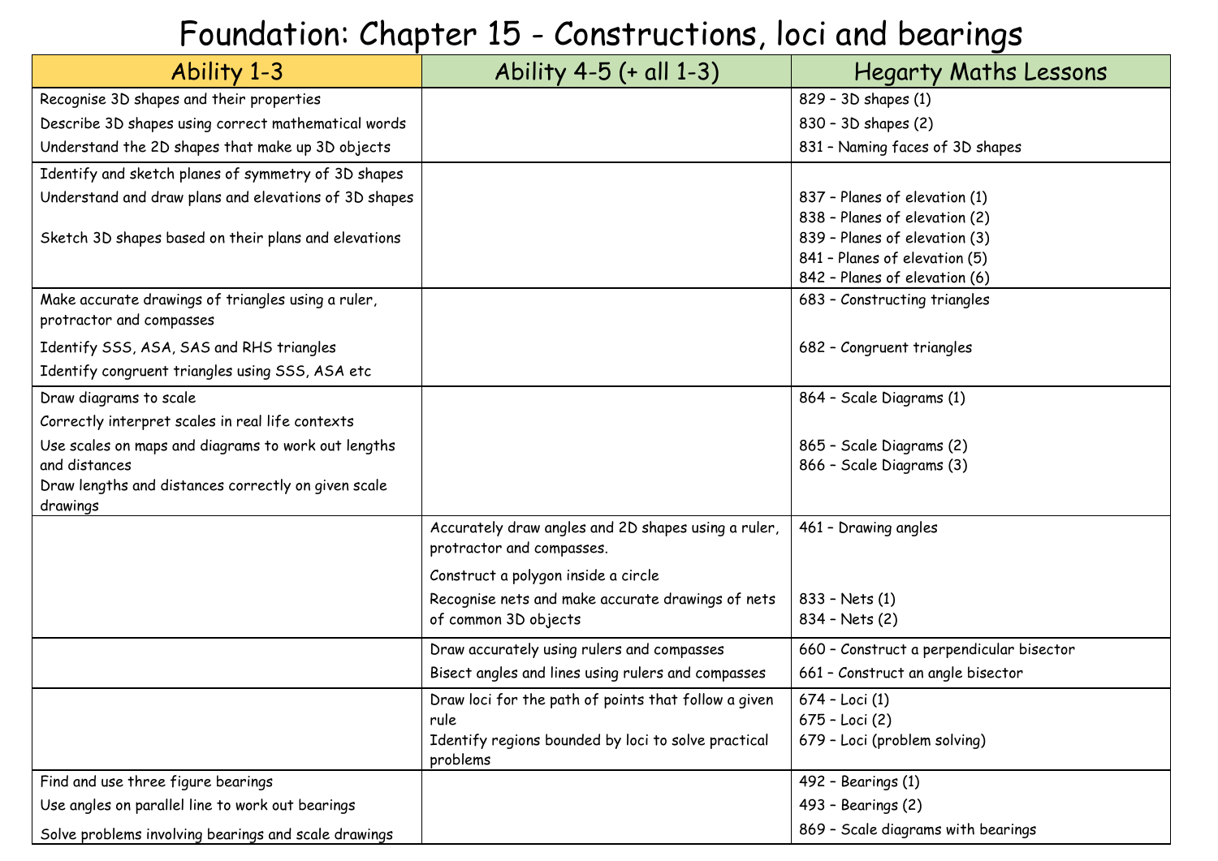# Foundation: Chapter 15 - Constructions, loci and bearings

| Ability 1-3 | Ability 4-5 (+ all 1-3) | Hegarty Maths Lessons |
|---|---|---|
| Recognise 3D shapes and their properties<br>Describe 3D shapes using correct mathematical words<br>Understand the 2D shapes that make up 3D objects | | 829 – 3D shapes (1)<br>830 – 3D shapes (2)<br>831 – Naming faces of 3D shapes |
| Identify and sketch planes of symmetry of 3D shapes<br>Understand and draw plans and elevations of 3D shapes<br>Sketch 3D shapes based on their plans and elevations | | 837 – Planes of elevation (1)<br>838 – Planes of elevation (2)<br>839 – Planes of elevation (3)<br>841 – Planes of elevation (5)<br>842 – Planes of elevation (6) |
| Make accurate drawings of triangles using a ruler, protractor and compasses<br>Identify SSS, ASA, SAS and RHS triangles<br>Identify congruent triangles using SSS, ASA etc | | 683 – Constructing triangles<br>682 – Congruent triangles |
| Draw diagrams to scale<br>Correctly interpret scales in real life contexts<br>Use scales on maps and diagrams to work out lengths and distances<br>Draw lengths and distances correctly on given scale drawings | | 864 – Scale Diagrams (1)<br>865 – Scale Diagrams (2)<br>866 – Scale Diagrams (3) |
| | Accurately draw angles and 2D shapes using a ruler, protractor and compasses.<br>Construct a polygon inside a circle<br>Recognise nets and make accurate drawings of nets of common 3D objects | 461 – Drawing angles<br>833 – Nets (1)<br>834 – Nets (2) |
| | Draw accurately using rulers and compasses<br>Bisect angles and lines using rulers and compasses | 660 – Construct a perpendicular bisector<br>661 – Construct an angle bisector |
| | Draw loci for the path of points that follow a given rule<br>Identify regions bounded by loci to solve practical problems | 674 – Loci (1)<br>675 – Loci (2)<br>679 – Loci (problem solving) |
| Find and use three figure bearings<br>Use angles on parallel line to work out bearings<br>Solve problems involving bearings and scale drawings | | 492 – Bearings (1)<br>493 – Bearings (2)<br>869 – Scale diagrams with bearings |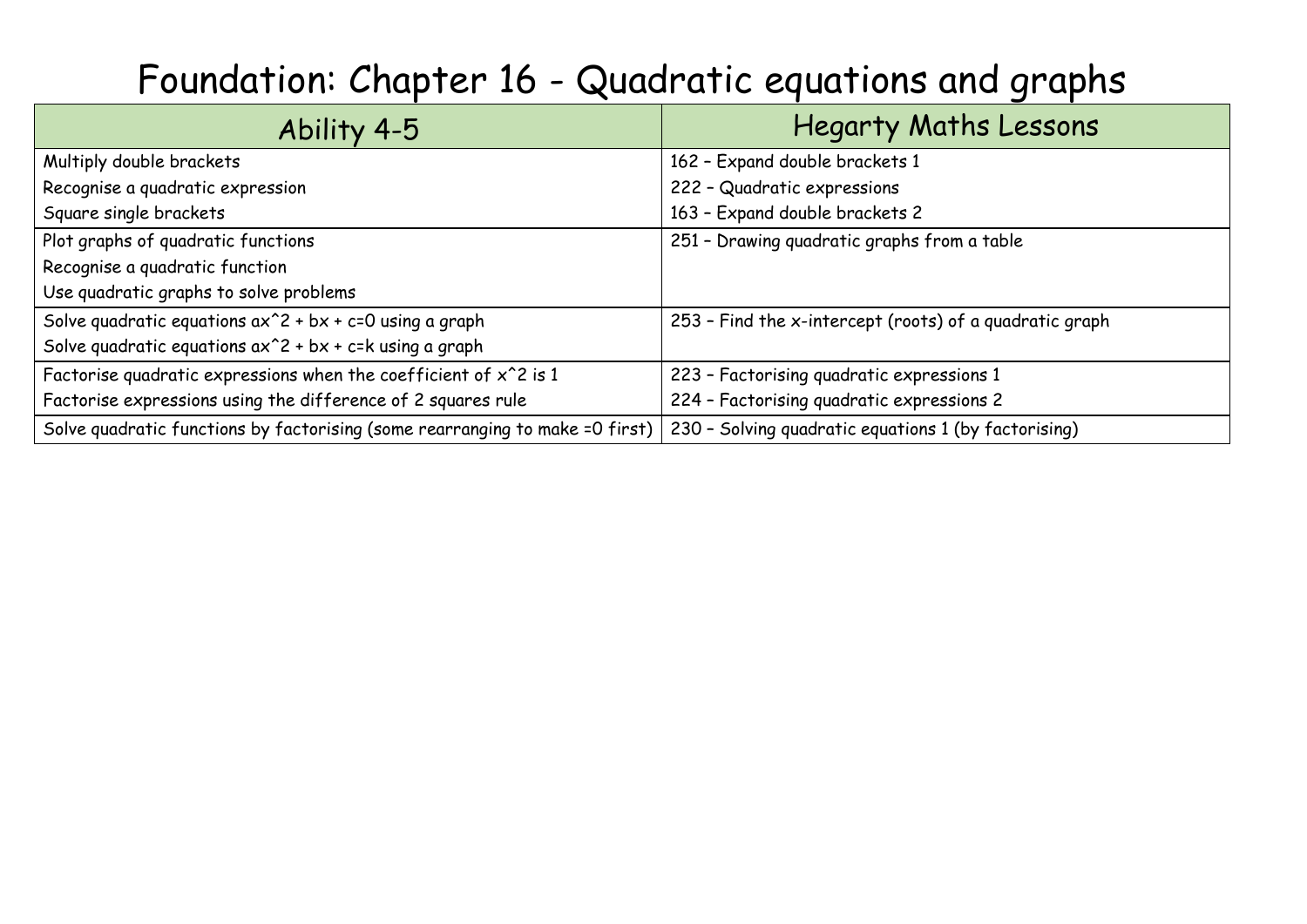# Foundation: Chapter 16 - Quadratic equations and graphs

| Ability 4-5 | Hegarty Maths Lessons |
|---|---|
| Multiply double brackets<br>Recognise a quadratic expression<br>Square single brackets | 162 – Expand double brackets 1<br>222 – Quadratic expressions<br>163 – Expand double brackets 2 |
| Plot graphs of quadratic functions<br>Recognise a quadratic function<br>Use quadratic graphs to solve problems | 251 – Drawing quadratic graphs from a table |
| Solve quadratic equations $ax^2 + bx + c=0$ using a graph<br>Solve quadratic equations $ax^2 + bx + c=k$ using a graph | 253 – Find the x-intercept (roots) of a quadratic graph |
| Factorise quadratic expressions when the coefficient of $x^2$ is 1<br>Factorise expressions using the difference of 2 squares rule | 223 – Factorising quadratic expressions 1<br>224 – Factorising quadratic expressions 2 |
| Solve quadratic functions by factorising (some rearranging to make =0 first) | 230 – Solving quadratic equations 1 (by factorising) |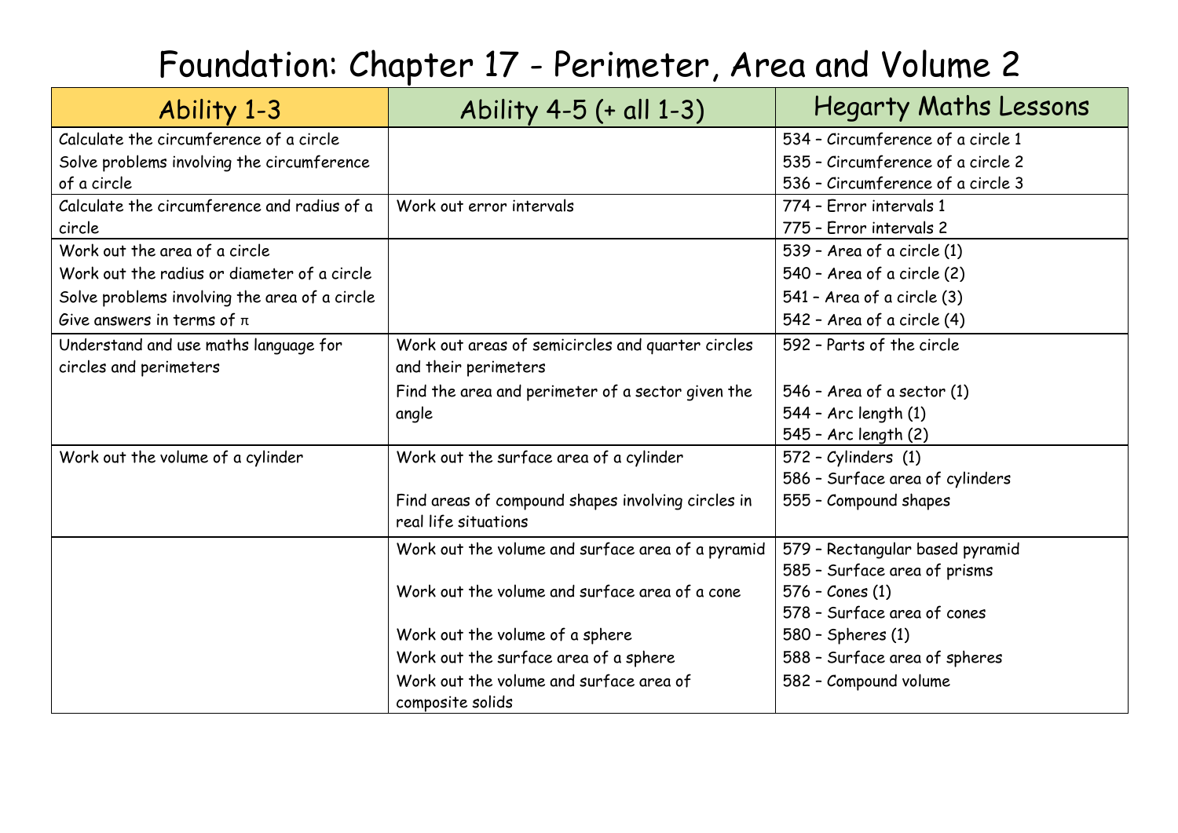# Foundation: Chapter 17 - Perimeter, Area and Volume 2

| Ability 1-3 | Ability 4-5 (+ all 1-3) | Hegarty Maths Lessons |
|---|---|---|
| Calculate the circumference of a circle<br>Solve problems involving the circumference of a circle | | 534 – Circumference of a circle 1<br>535 – Circumference of a circle 2<br>536 – Circumference of a circle 3 |
| Calculate the circumference and radius of a circle | Work out error intervals | 774 – Error intervals 1<br>775 – Error intervals 2 |
| Work out the area of a circle<br>Work out the radius or diameter of a circle<br>Solve problems involving the area of a circle<br>Give answers in terms of $\pi$ | | 539 – Area of a circle (1)<br>540 – Area of a circle (2)<br>541 – Area of a circle (3)<br>542 – Area of a circle (4) |
| Understand and use maths language for circles and perimeters | Work out areas of semicircles and quarter circles and their perimeters<br>Find the area and perimeter of a sector given the angle | 592 – Parts of the circle<br>546 – Area of a sector (1)<br>544 – Arc length (1)<br>545 – Arc length (2) |
| Work out the volume of a cylinder | Work out the surface area of a cylinder<br>Find areas of compound shapes involving circles in real life situations | 572 – Cylinders (1)<br>586 – Surface area of cylinders<br>555 – Compound shapes |
| | Work out the volume and surface area of a pyramid<br>Work out the volume and surface area of a cone<br>Work out the volume of a sphere<br>Work out the surface area of a sphere<br>Work out the volume and surface area of composite solids | 579 – Rectangular based pyramid<br>585 – Surface area of prisms<br>576 – Cones (1)<br>578 – Surface area of cones<br>580 – Spheres (1)<br>588 – Surface area of spheres<br>582 – Compound volume |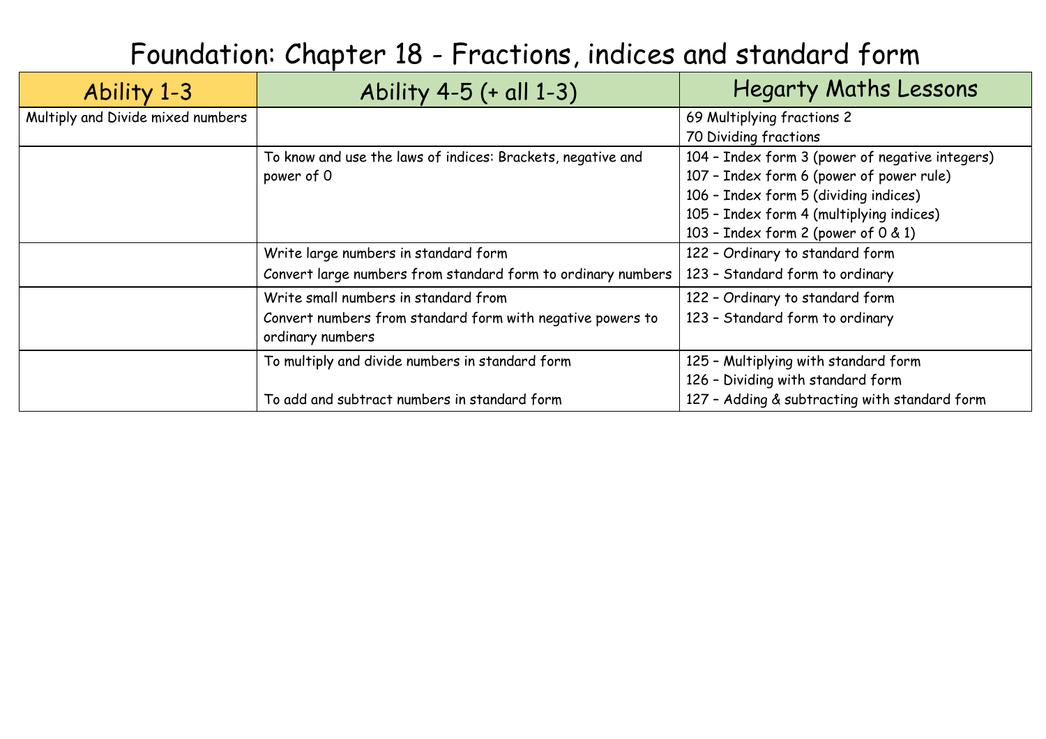# Foundation: Chapter 18 - Fractions, indices and standard form

| Ability 1-3 | Ability 4-5 (+ all 1-3) | Hegarty Maths Lessons |
|---|---|---|
| Multiply and Divide mixed numbers | | 69 Multiplying fractions 2<br>70 Dividing fractions |
| | To know and use the laws of indices: Brackets, negative and power of 0 | 104 – Index form 3 (power of negative integers)<br>107 – Index form 6 (power of power rule)<br>106 – Index form 5 (dividing indices)<br>105 – Index form 4 (multiplying indices)<br>103 – Index form 2 (power of 0 & 1) |
| | Write large numbers in standard form<br>Convert large numbers from standard form to ordinary numbers | 122 – Ordinary to standard form<br>123 – Standard form to ordinary |
| | Write small numbers in standard from<br>Convert numbers from standard form with negative powers to ordinary numbers | 122 – Ordinary to standard form<br>123 – Standard form to ordinary |
| | To multiply and divide numbers in standard form<br><br>To add and subtract numbers in standard form | 125 – Multiplying with standard form<br>126 – Dividing with standard form<br>127 – Adding & subtracting with standard form |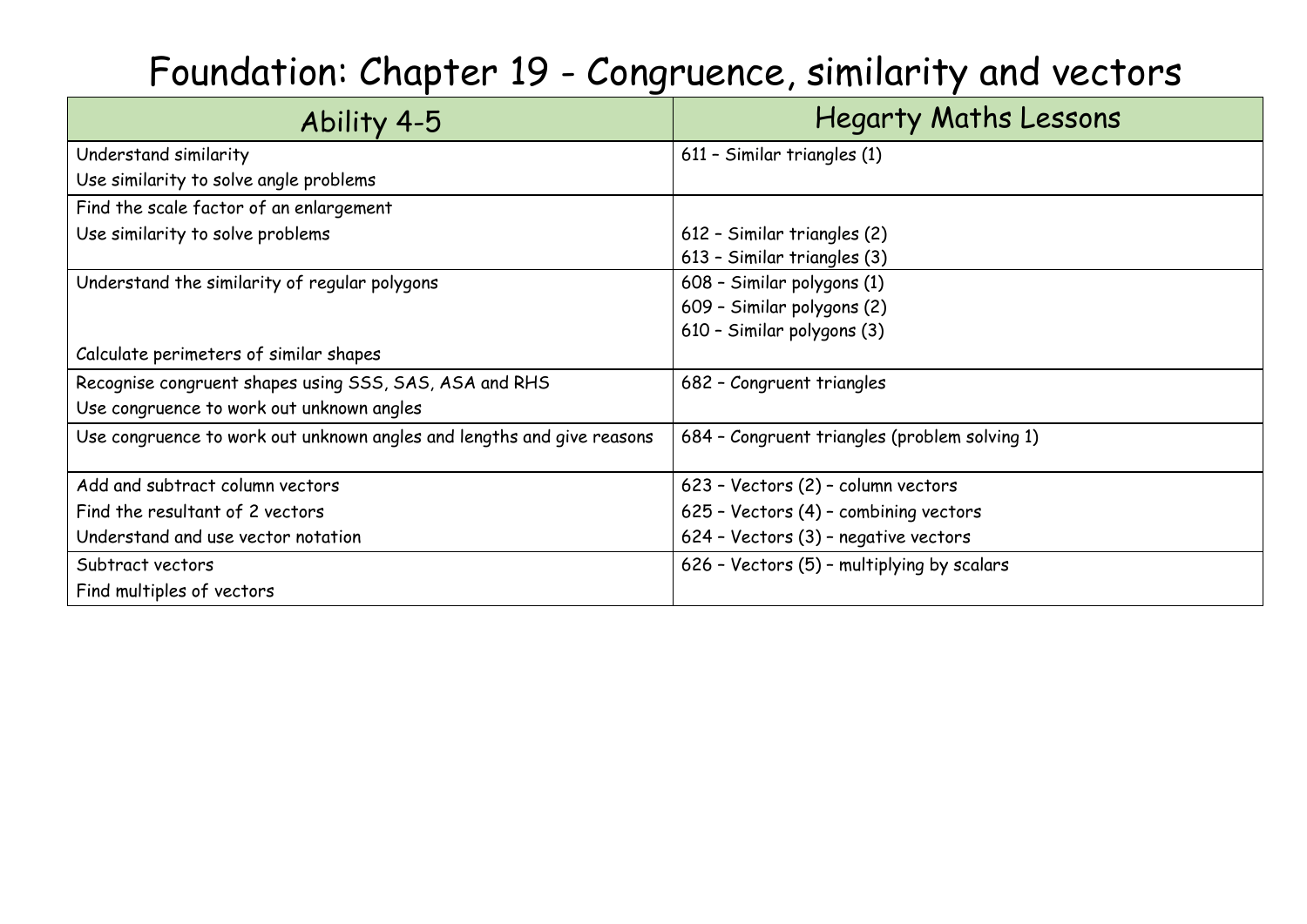# Foundation: Chapter 19 - Congruence, similarity and vectors

| Ability 4-5 | Hegarty Maths Lessons |
|---|---|
| Understand similarity<br>Use similarity to solve angle problems | 611 – Similar triangles (1) |
| Find the scale factor of an enlargement<br>Use similarity to solve problems | <br>612 – Similar triangles (2)<br>613 – Similar triangles (3) |
| Understand the similarity of regular polygons<br><br><br>Calculate perimeters of similar shapes | 608 – Similar polygons (1)<br>609 – Similar polygons (2)<br>610 – Similar polygons (3) |
| Recognise congruent shapes using SSS, SAS, ASA and RHS<br>Use congruence to work out unknown angles | 682 – Congruent triangles |
| Use congruence to work out unknown angles and lengths and give reasons | 684 – Congruent triangles (problem solving 1) |
| Add and subtract column vectors<br>Find the resultant of 2 vectors<br>Understand and use vector notation | 623 – Vectors (2) – column vectors<br>625 – Vectors (4) – combining vectors<br>624 – Vectors (3) – negative vectors |
| Subtract vectors<br>Find multiples of vectors | 626 – Vectors (5) – multiplying by scalars |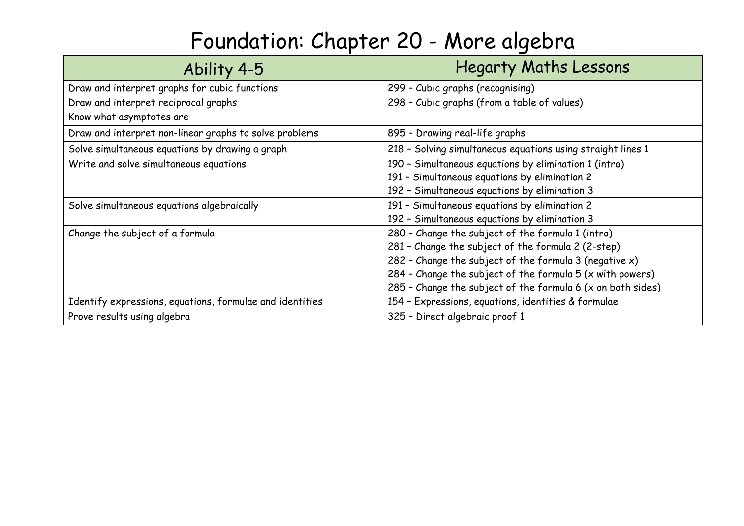# Foundation: Chapter 20 - More algebra

| Ability 4-5 | Hegarty Maths Lessons |
|---|---|
| Draw and interpret graphs for cubic functions<br>Draw and interpret reciprocal graphs<br>Know what asymptotes are | 299 – Cubic graphs (recognising)<br>298 – Cubic graphs (from a table of values) |
| Draw and interpret non-linear graphs to solve problems | 895 – Drawing real-life graphs |
| Solve simultaneous equations by drawing a graph<br>Write and solve simultaneous equations | 218 – Solving simultaneous equations using straight lines 1<br>190 – Simultaneous equations by elimination 1 (intro)<br>191 – Simultaneous equations by elimination 2<br>192 – Simultaneous equations by elimination 3 |
| Solve simultaneous equations algebraically | 191 – Simultaneous equations by elimination 2<br>192 – Simultaneous equations by elimination 3 |
| Change the subject of a formula | 280 – Change the subject of the formula 1 (intro)<br>281 – Change the subject of the formula 2 (2-step)<br>282 – Change the subject of the formula 3 (negative x)<br>284 – Change the subject of the formula 5 (x with powers)<br>285 – Change the subject of the formula 6 (x on both sides) |
| Identify expressions, equations, formulae and identities<br>Prove results using algebra | 154 – Expressions, equations, identities & formulae<br>325 – Direct algebraic proof 1 |